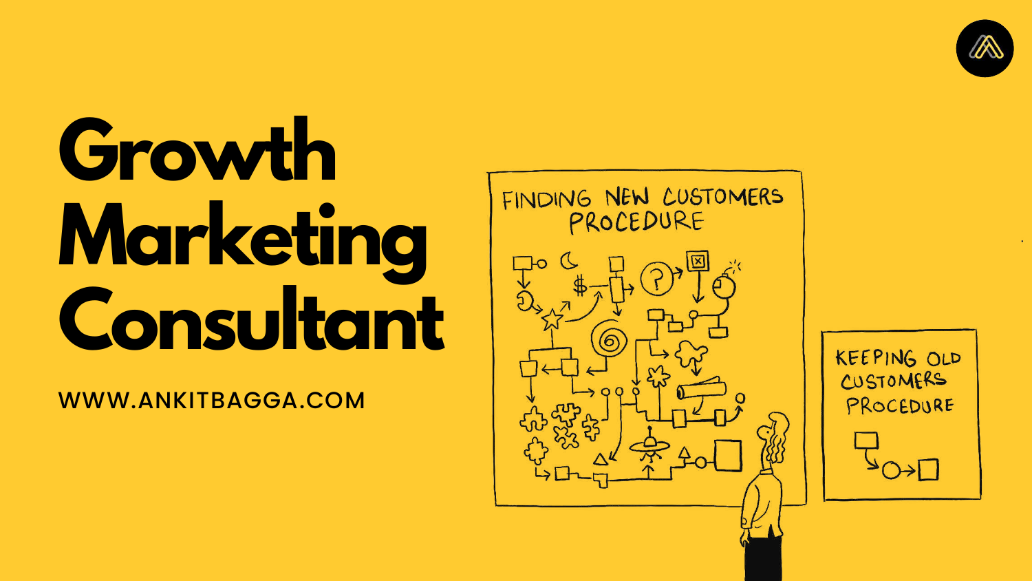# Growth Marketing Consultant

WWW.ANKITBAGGA.COM

FINDING NEW CUSTOMERS PROCEDURE

KEEPING OLD CUSTOMERS PROCEDURE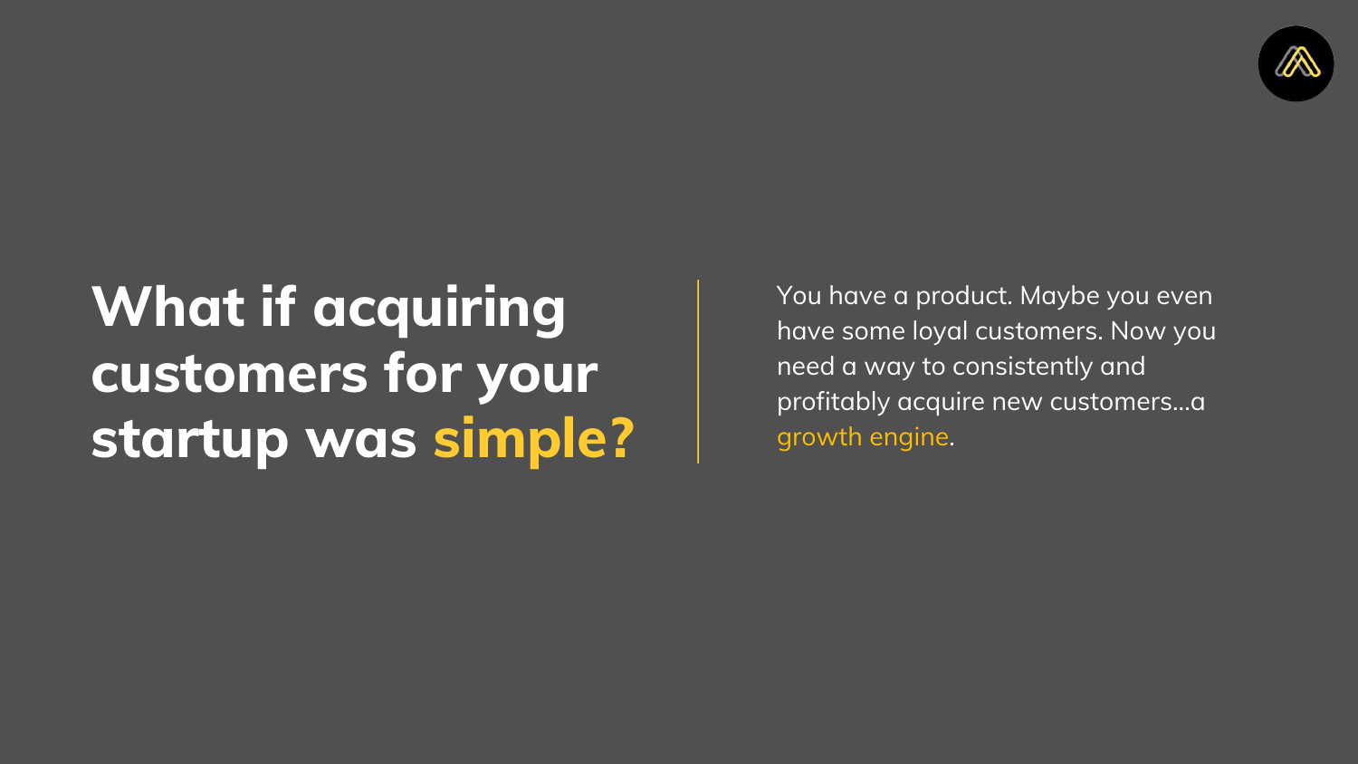# What if acquiring customers for your startup was **simple?**

You have a product. Maybe you even have some loyal customers. Now you need a way to consistently and profitably acquire new customers...a growth engine.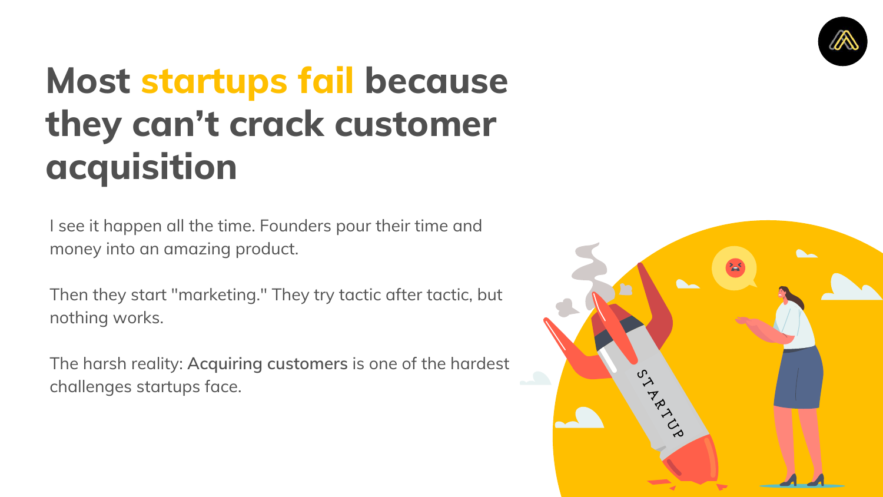# Most startups fail because they can't crack customer acquisition

I see it happen all the time. Founders pour their time and money into an amazing product.

Then they start "marketing." They try tactic after tactic, but nothing works.

The harsh reality: **Acquiring customers** is one of the hardest challenges startups face.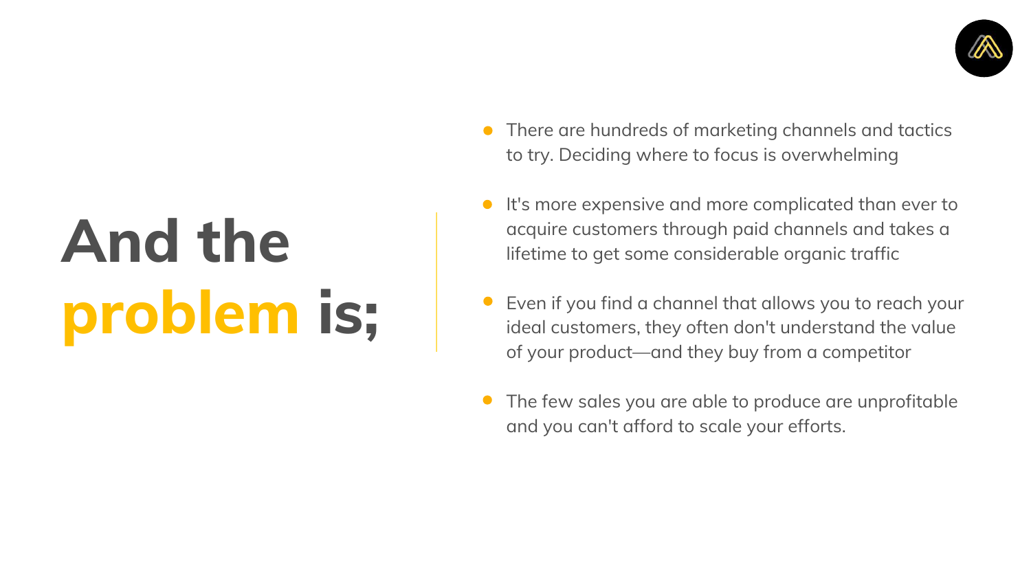# And the **problem** is;

- There are hundreds of marketing channels and tactics to try. Deciding where to focus is overwhelming
- It's more expensive and more complicated than ever to acquire customers through paid channels and takes a lifetime to get some considerable organic traffic
- Even if you find a channel that allows you to reach your ideal customers, they often don't understand the value of your product—and they buy from a competitor
- The few sales you are able to produce are unprofitable and you can't afford to scale your efforts.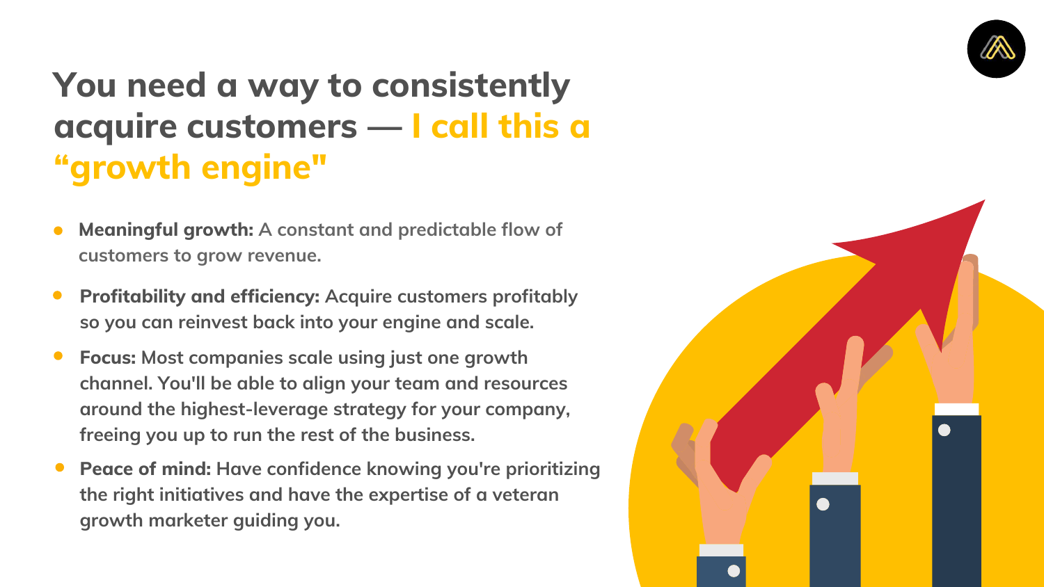# You need a way to consistently acquire customers — I call this a "growth engine"

- **Meaningful growth:** A constant and predictable flow of customers to grow revenue.
- **Profitability and efficiency:** Acquire customers profitably so you can reinvest back into your engine and scale.
- **Focus:** Most companies scale using just one growth channel. You'll be able to align your team and resources around the highest-leverage strategy for your company, freeing you up to run the rest of the business.
- **Peace of mind:** Have confidence knowing you're prioritizing the right initiatives and have the expertise of a veteran growth marketer guiding you.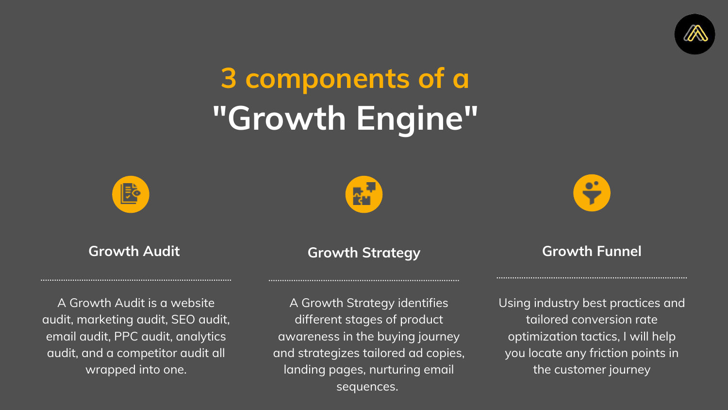# 3 components of a "Growth Engine"

### Growth Audit

A Growth Audit is a website audit, marketing audit, SEO audit, email audit, PPC audit, analytics audit, and a competitor audit all wrapped into one.

### Growth Strategy

A Growth Strategy identifies different stages of product awareness in the buying journey and strategizes tailored ad copies, landing pages, nurturing email sequences.

### Growth Funnel

Using industry best practices and tailored conversion rate optimization tactics, I will help you locate any friction points in the customer journey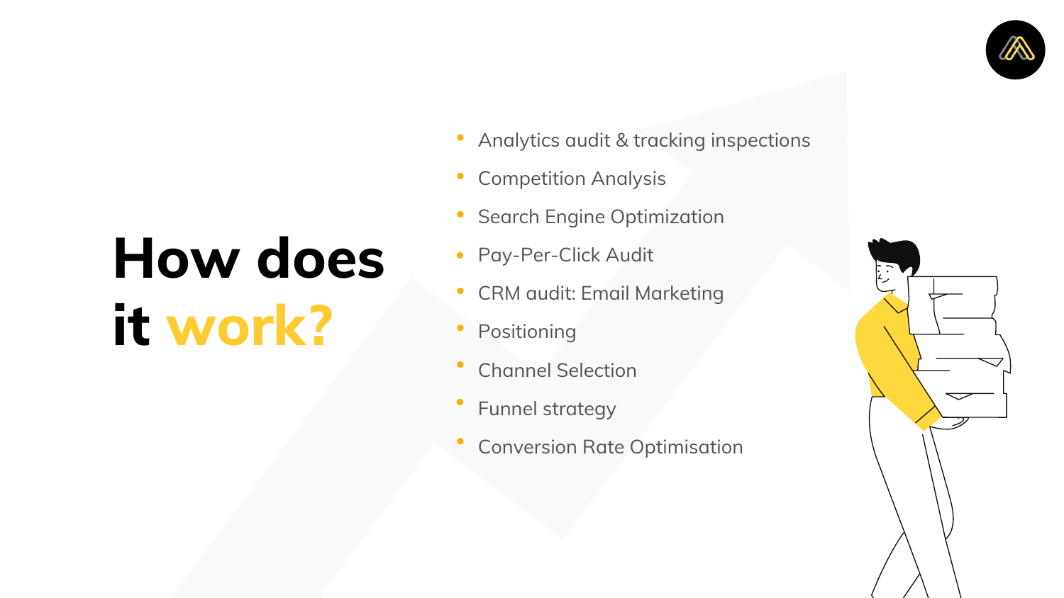# How does it work?

- Analytics audit & tracking inspections
- Competition Analysis
- Search Engine Optimization
- Pay-Per-Click Audit
- CRM audit: Email Marketing
- Positioning
- Channel Selection
- Funnel strategy
- Conversion Rate Optimisation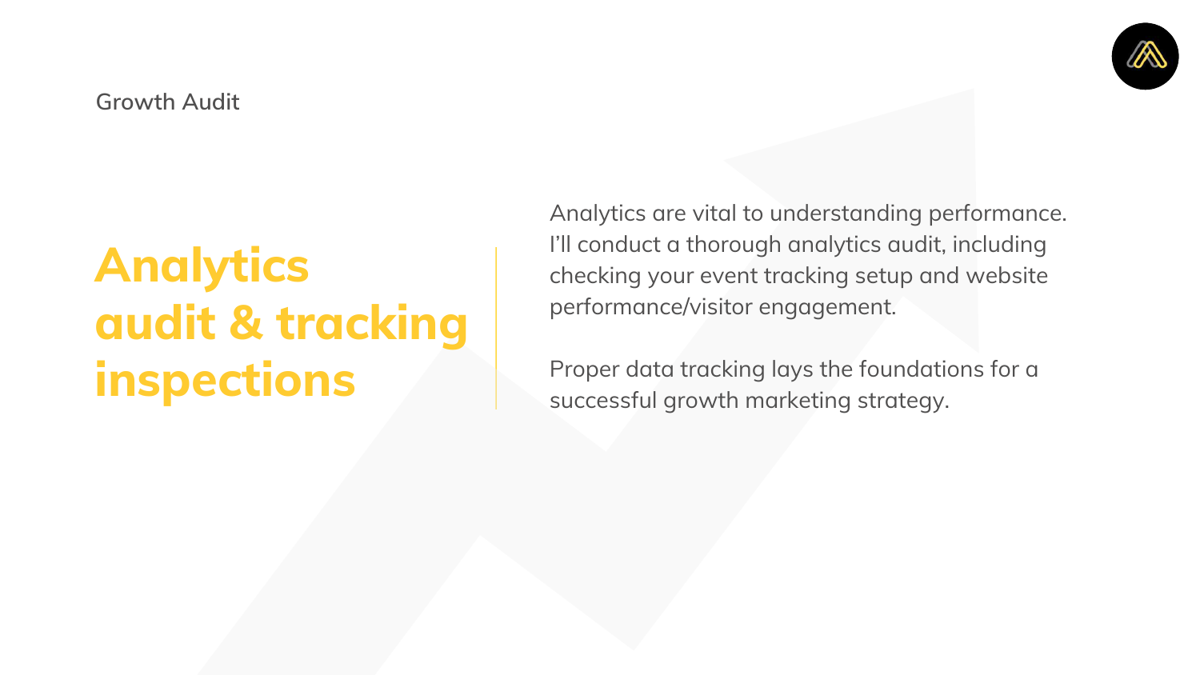Growth Audit

# Analytics audit & tracking inspections

Analytics are vital to understanding performance. I'll conduct a thorough analytics audit, including checking your event tracking setup and website performance/visitor engagement.

Proper data tracking lays the foundations for a successful growth marketing strategy.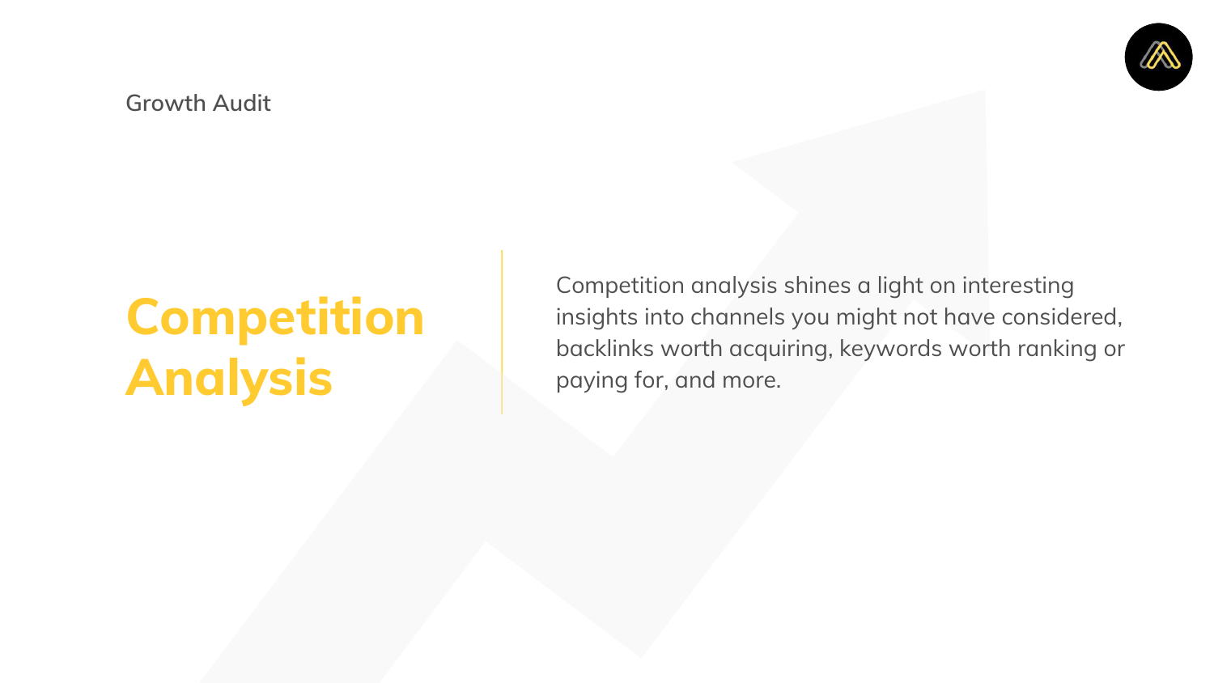Growth Audit

# Competition Analysis

Competition analysis shines a light on interesting insights into channels you might not have considered, backlinks worth acquiring, keywords worth ranking or paying for, and more.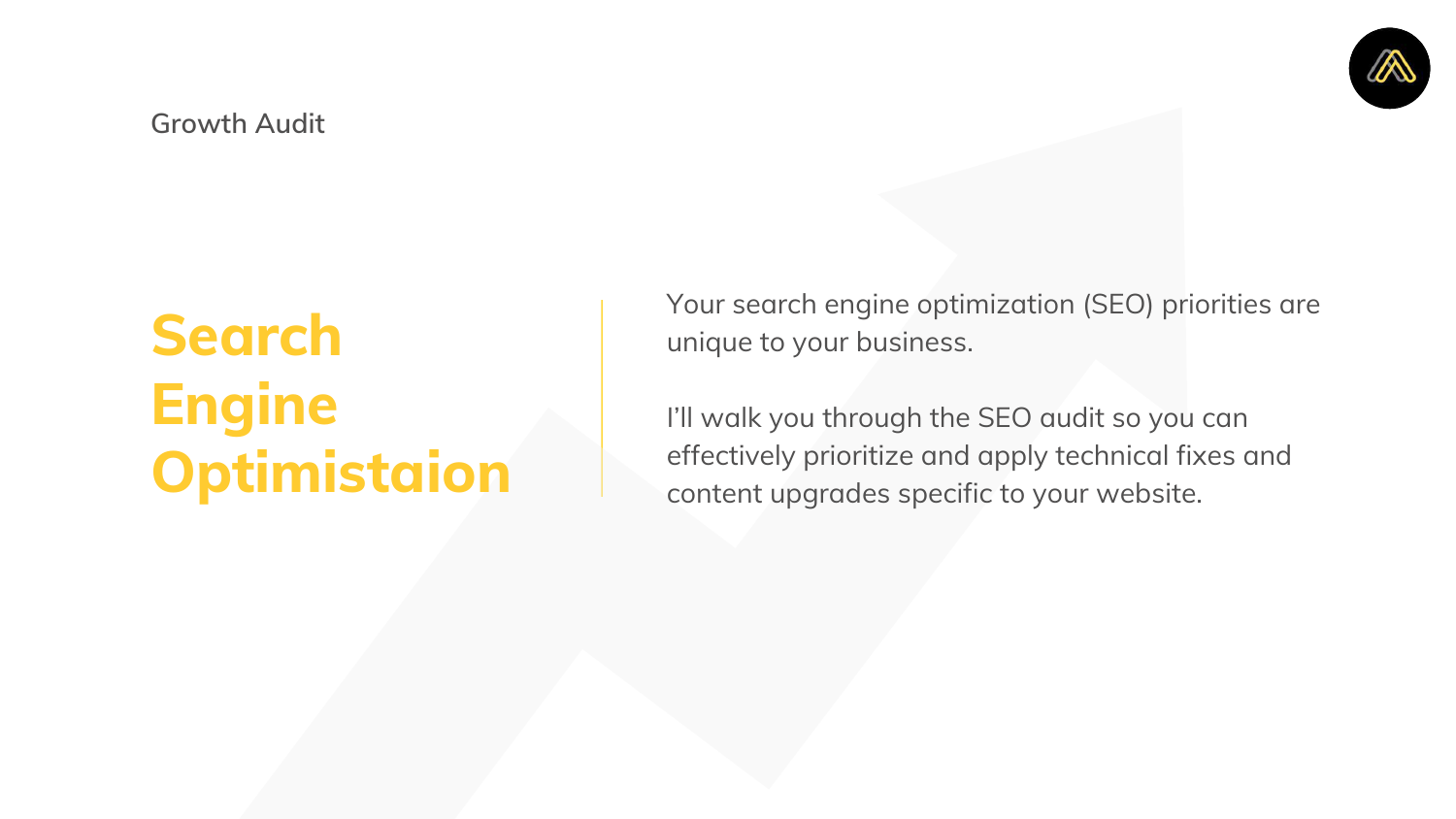Growth Audit

# Search Engine Optimistaion

Your search engine optimization (SEO) priorities are unique to your business.

I'll walk you through the SEO audit so you can effectively prioritize and apply technical fixes and content upgrades specific to your website.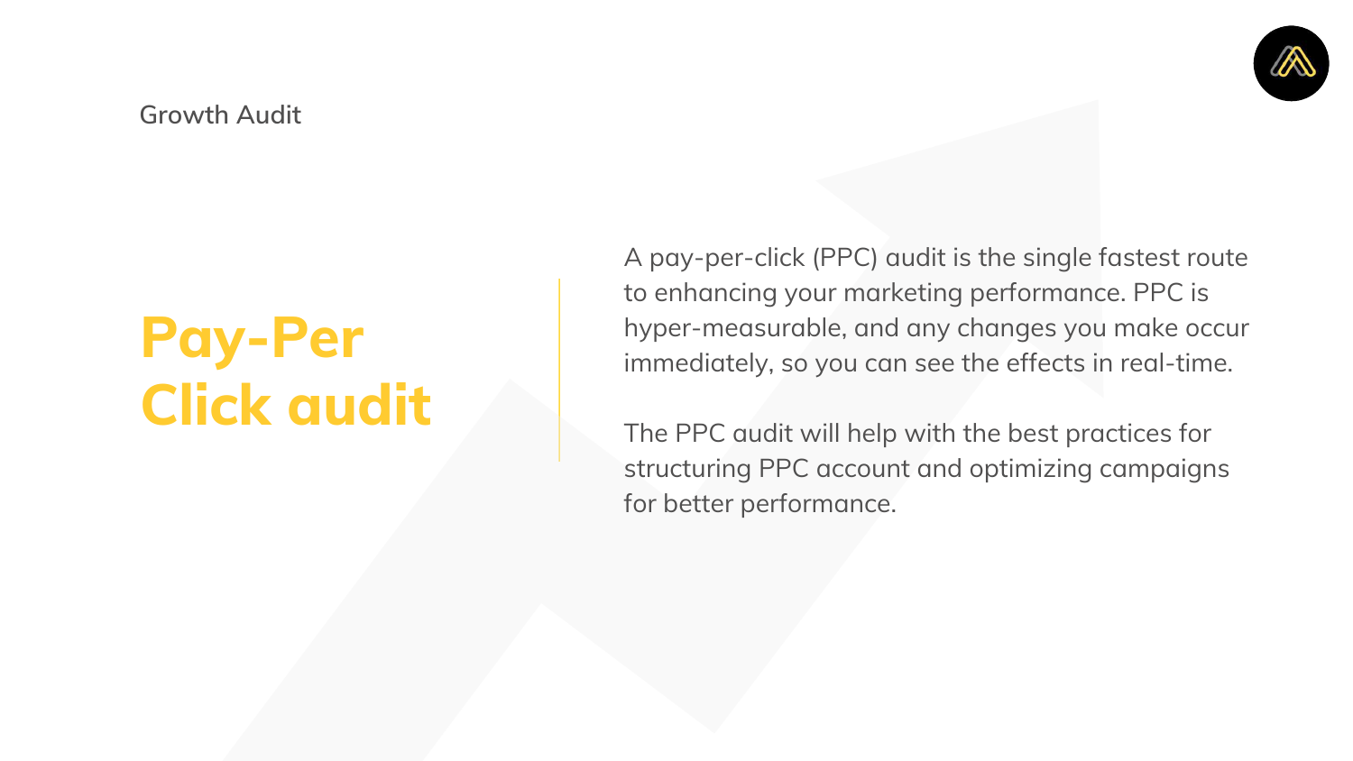Growth Audit

# Pay-Per Click audit

A pay-per-click (PPC) audit is the single fastest route to enhancing your marketing performance. PPC is hyper-measurable, and any changes you make occur immediately, so you can see the effects in real-time.

The PPC audit will help with the best practices for structuring PPC account and optimizing campaigns for better performance.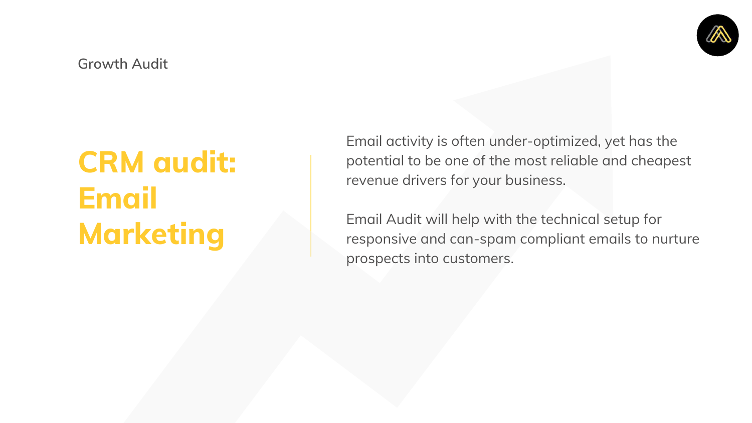Growth Audit

# CRM audit: Email Marketing

Email activity is often under-optimized, yet has the potential to be one of the most reliable and cheapest revenue drivers for your business.

Email Audit will help with the technical setup for responsive and can-spam compliant emails to nurture prospects into customers.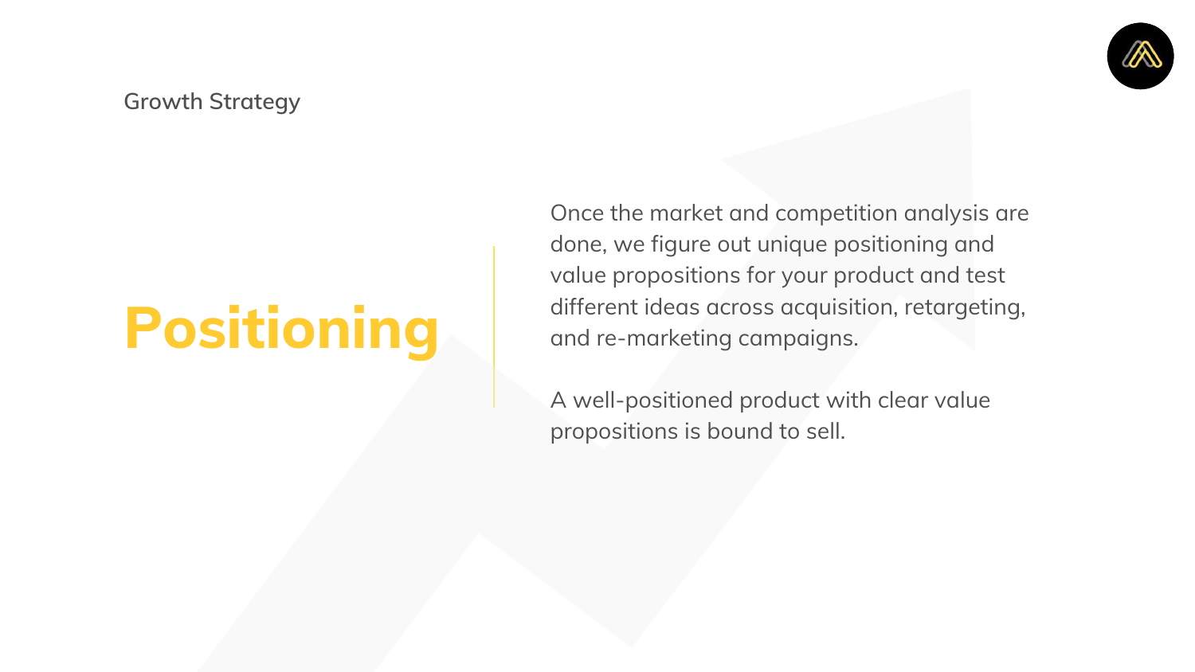Growth Strategy

# Positioning

Once the market and competition analysis are done, we figure out unique positioning and value propositions for your product and test different ideas across acquisition, retargeting, and re-marketing campaigns.

A well-positioned product with clear value propositions is bound to sell.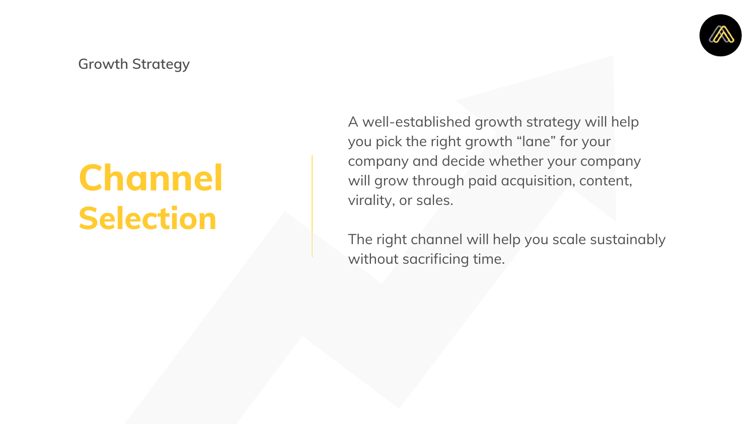Growth Strategy

# Channel Selection

A well-established growth strategy will help you pick the right growth “lane” for your company and decide whether your company will grow through paid acquisition, content, virality, or sales.

The right channel will help you scale sustainably without sacrificing time.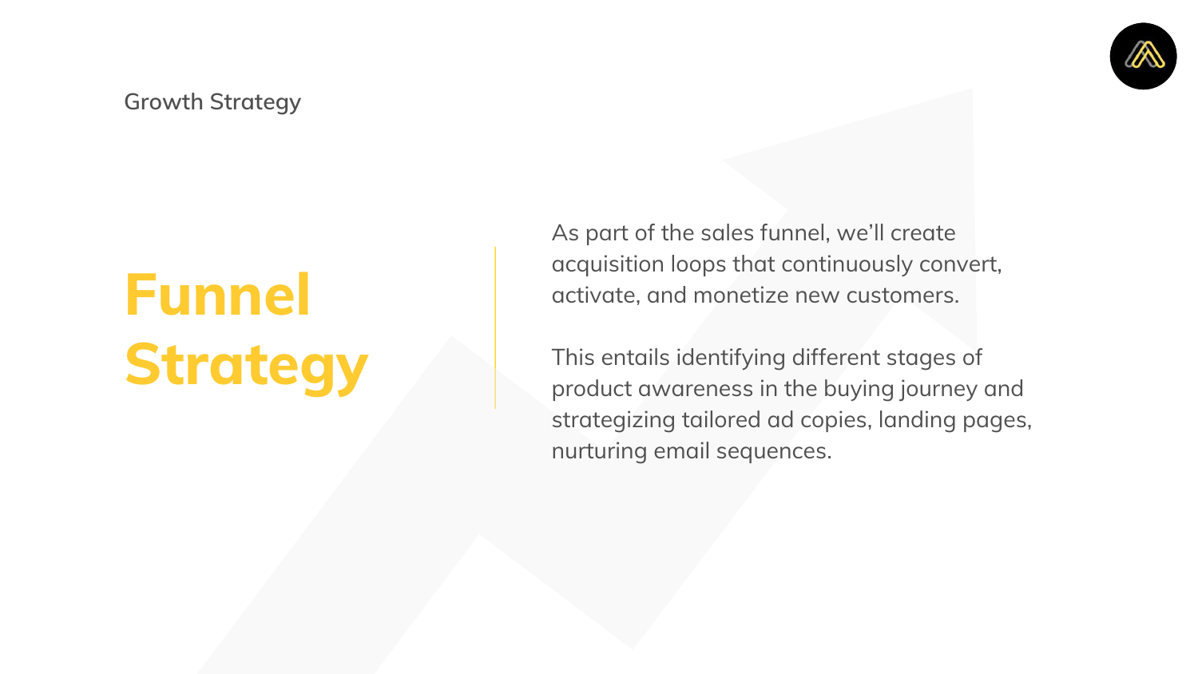Growth Strategy

# Funnel Strategy

As part of the sales funnel, we'll create acquisition loops that continuously convert, activate, and monetize new customers.

This entails identifying different stages of product awareness in the buying journey and strategizing tailored ad copies, landing pages, nurturing email sequences.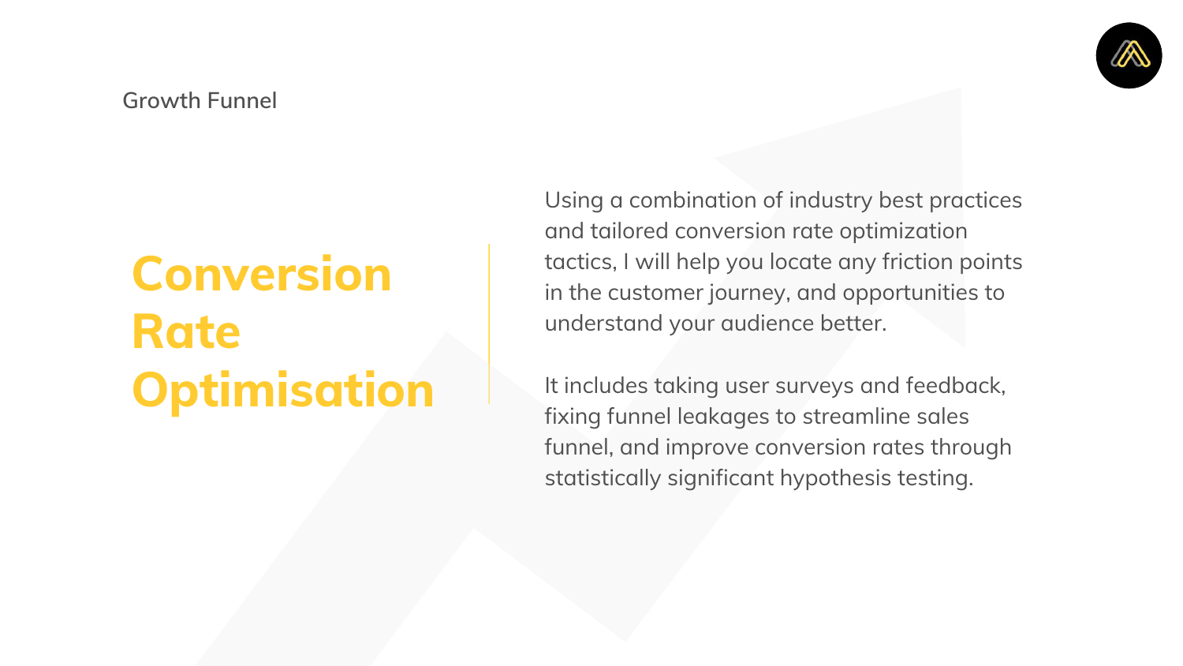Growth Funnel

# Conversion Rate Optimisation

Using a combination of industry best practices and tailored conversion rate optimization tactics, I will help you locate any friction points in the customer journey, and opportunities to understand your audience better.

It includes taking user surveys and feedback, fixing funnel leakages to streamline sales funnel, and improve conversion rates through statistically significant hypothesis testing.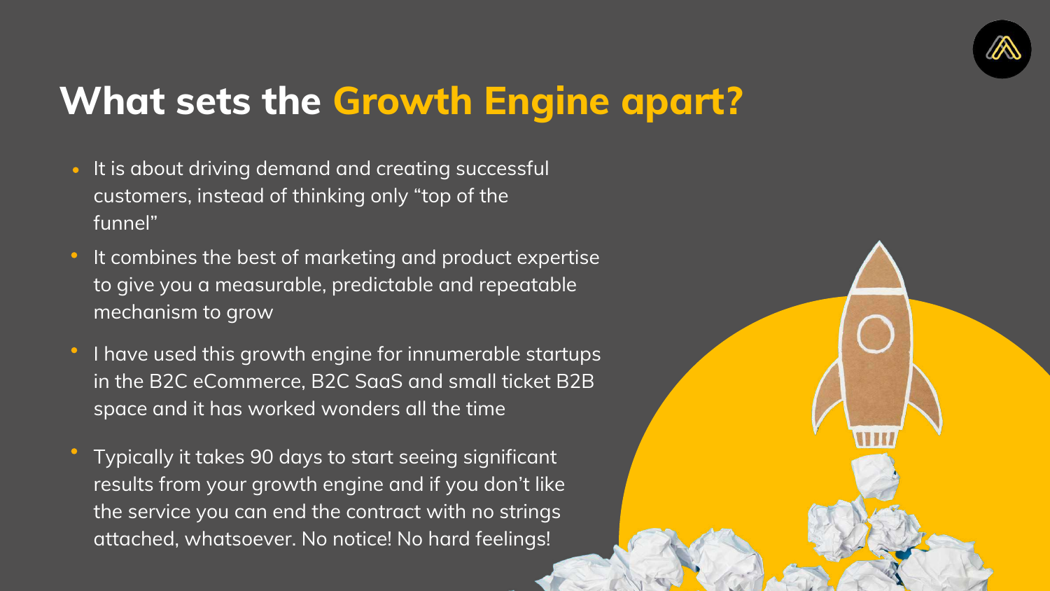# What sets the Growth Engine apart?

- It is about driving demand and creating successful customers, instead of thinking only "top of the funnel"
- It combines the best of marketing and product expertise to give you a measurable, predictable and repeatable mechanism to grow
- I have used this growth engine for innumerable startups in the B2C eCommerce, B2C SaaS and small ticket B2B space and it has worked wonders all the time
- Typically it takes 90 days to start seeing significant results from your growth engine and if you don't like the service you can end the contract with no strings attached, whatsoever. No notice! No hard feelings!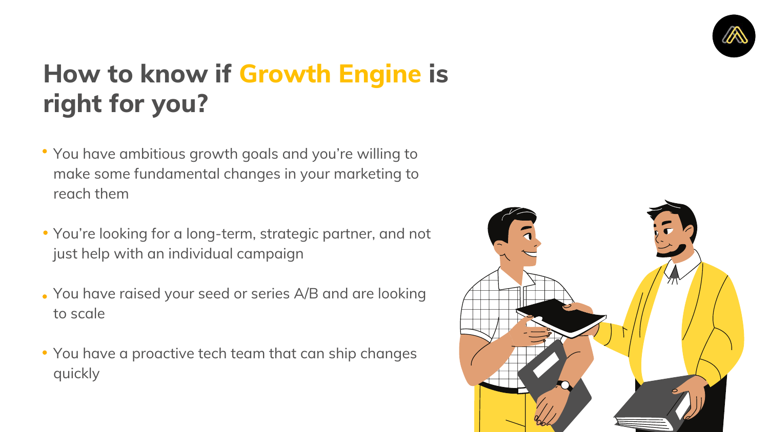# How to know if Growth Engine is right for you?

- You have ambitious growth goals and you're willing to make some fundamental changes in your marketing to reach them
- You're looking for a long-term, strategic partner, and not just help with an individual campaign
- You have raised your seed or series A/B and are looking to scale
- You have a proactive tech team that can ship changes quickly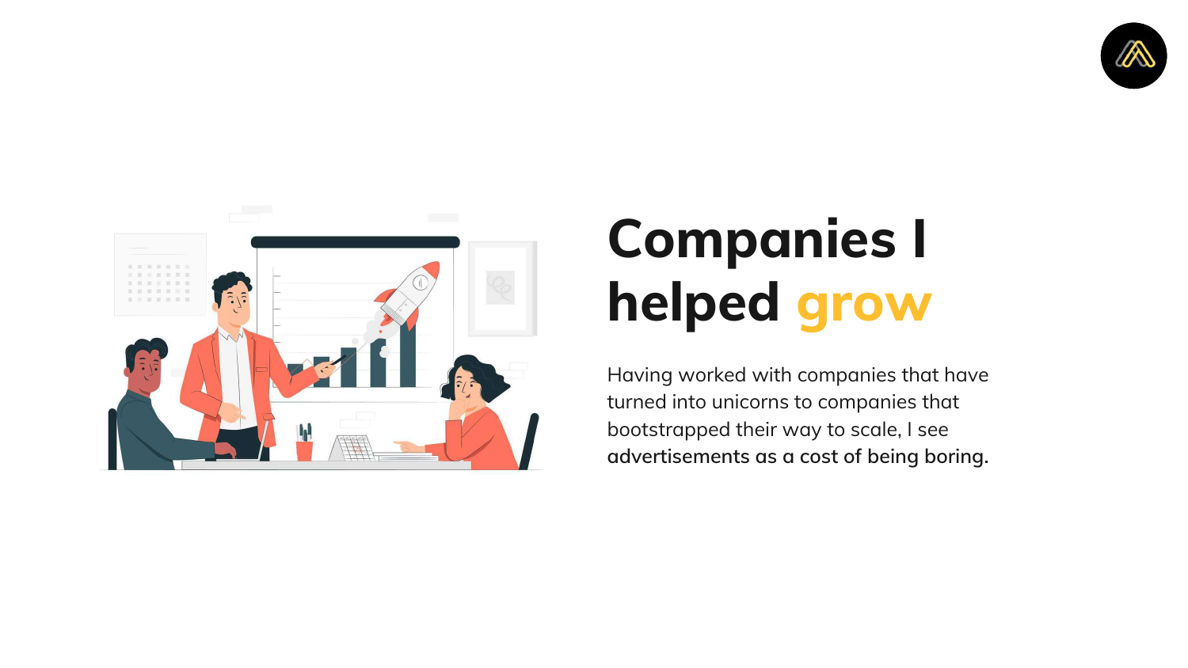# Companies I helped grow

Having worked with companies that have turned into unicorns to companies that bootstrapped their way to scale, I see **advertisements as a cost of being boring.**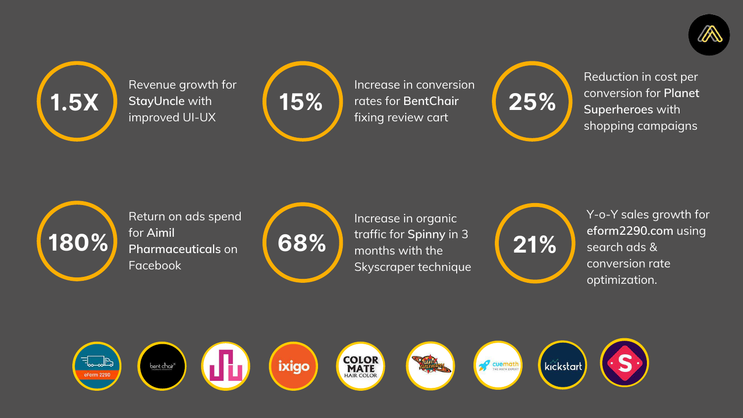**1.5X** Revenue growth for **StayUncle** with improved UI-UX

**15%** Increase in conversion rates for **BentChair** fixing review cart

**25%** Reduction in cost per conversion for **Planet Superheroes** with shopping campaigns

**180%** Return on ads spend for **Aimil Pharmaceuticals** on Facebook

**68%** Increase in organic traffic for **Spinny** in 3 months with the Skyscraper technique

**21%** Y-o-Y sales growth for **eform2290.com** using search ads & conversion rate optimization.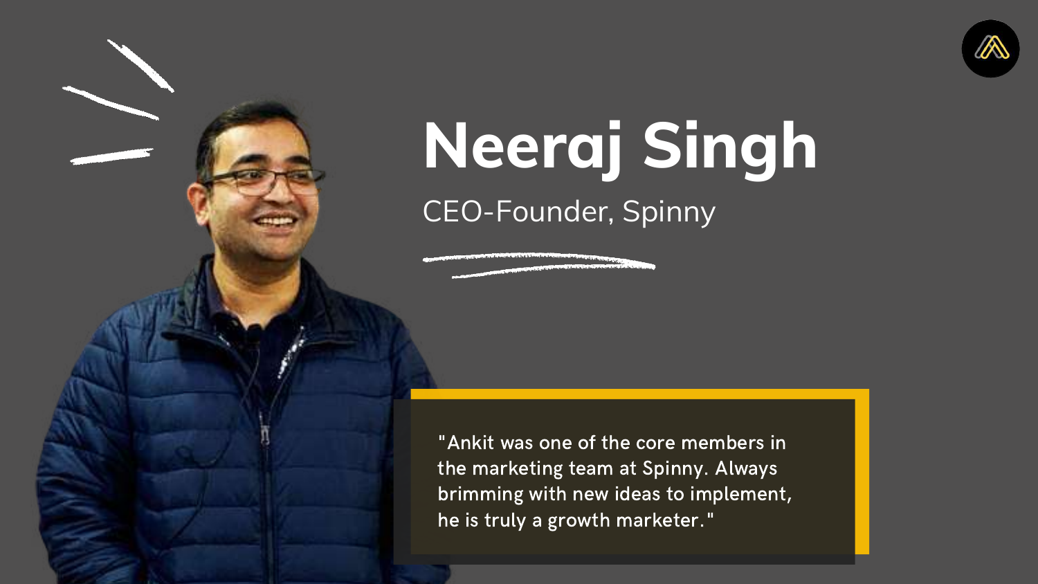# Neeraj Singh

CEO-Founder, Spinny

"Ankit was one of the core members in the marketing team at Spinny. Always brimming with new ideas to implement, he is truly a growth marketer."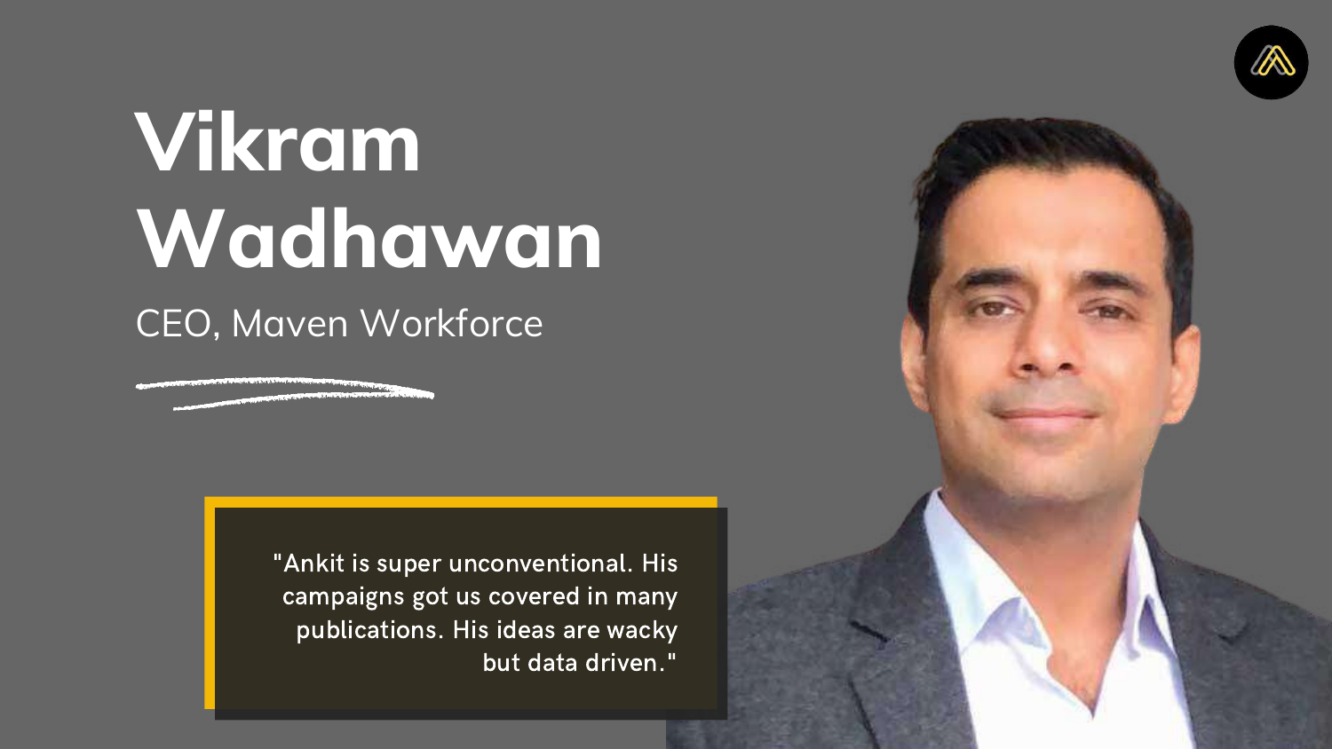# Vikram Wadhawan

CEO, Maven Workforce

"Ankit is super unconventional. His campaigns got us covered in many publications. His ideas are wacky but data driven."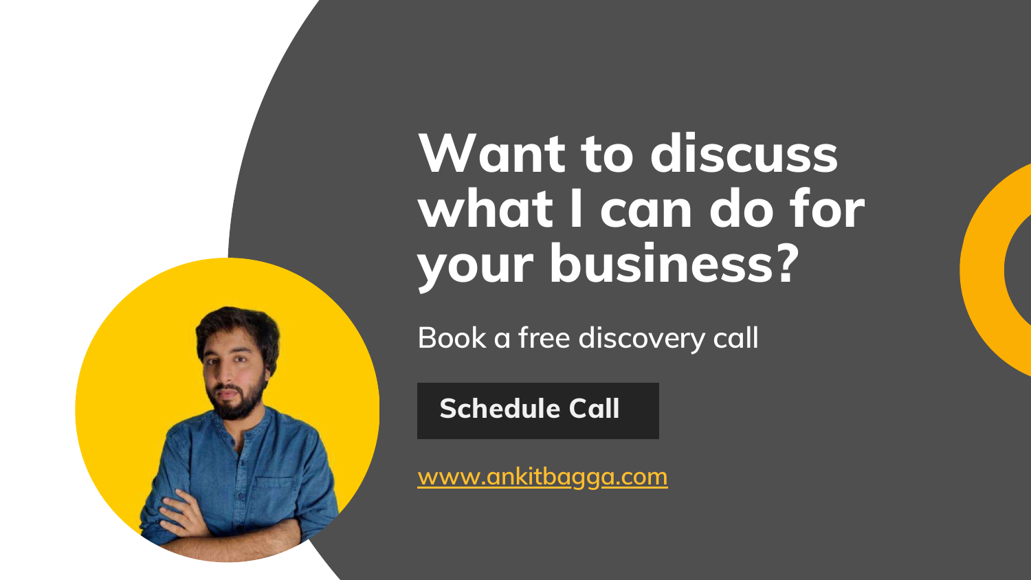# Want to discuss what I can do for your business?

Book a free discovery call

**Schedule Call**

www.ankitbagga.com